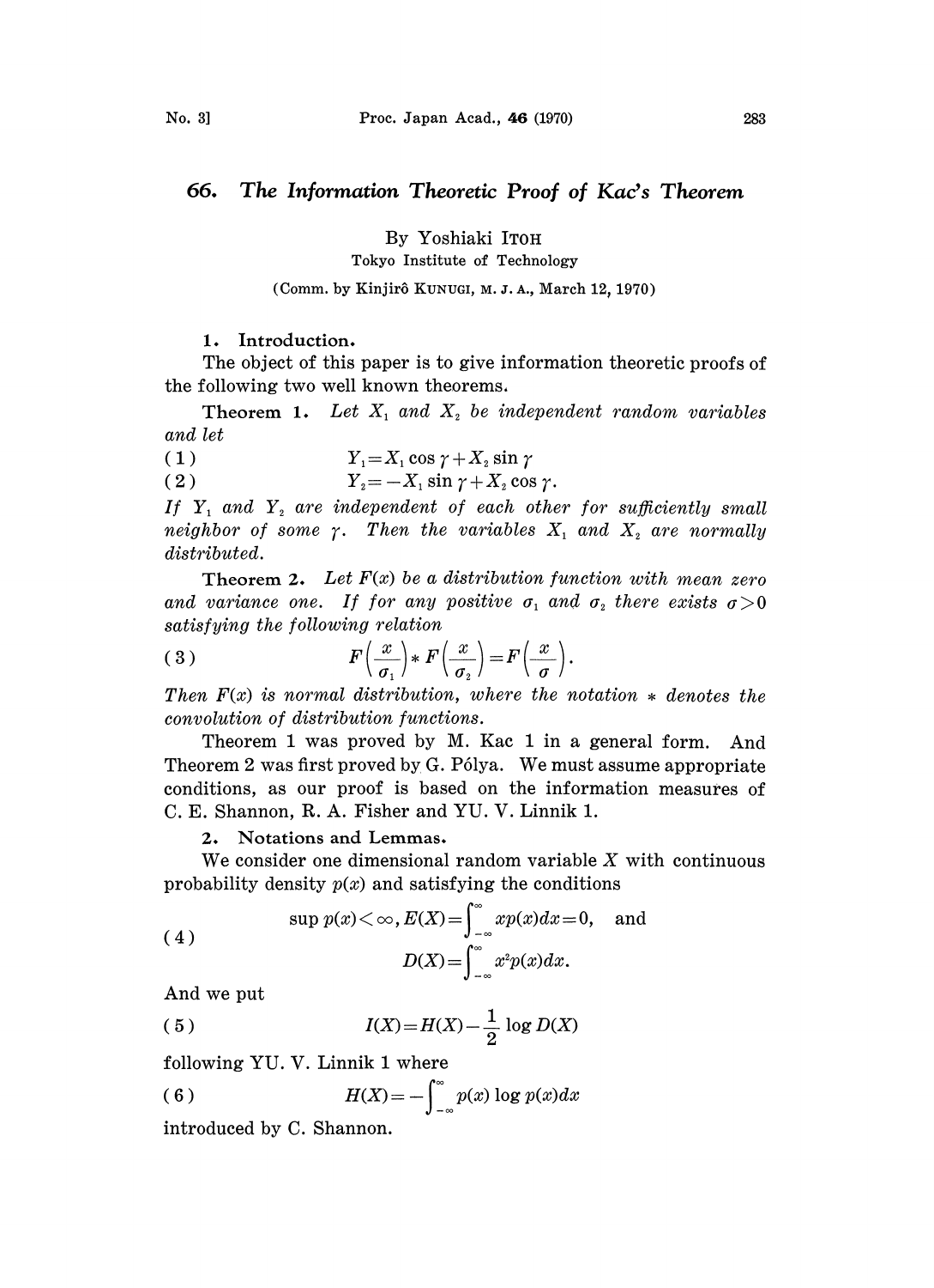# 66. The Information Theoretic Proof of Kac's Theorem

By Yoshiaki Itoh

Tokyo Institute of Technology

(Comm. by Kinjirô Kunugi, M. J. A., March 12, 1970)

## 1. Introduction.

The object of this paper is to give information theoretic proofs of the following two well known theorems.

**Theorem 1.** *Let $X_1$ and $X_2$ be independent random variables and let*

$$Y_1 = X_1 \cos \gamma + X_2 \sin \gamma \tag{1}$$

$$Y_2 = -X_1 \sin \gamma + X_2 \cos \gamma. \tag{2}$$

*If $Y_1$ and $Y_2$ are independent of each other for sufficiently small neighbor of some $\gamma$. Then the variables $X_1$ and $X_2$ are normally distributed.*

**Theorem 2.** *Let $F(x)$ be a distribution function with mean zero and variance one. If for any positive $\sigma_1$ and $\sigma_2$ there exists $\sigma > 0$ satisfying the following relation*

$$F\left(\frac{x}{\sigma_1}\right) * F\left(\frac{x}{\sigma_2}\right) = F\left(\frac{x}{\sigma}\right). \tag{3}$$

*Then $F(x)$ is normal distribution, where the notation $*$ denotes the convolution of distribution functions.*

Theorem 1 was proved by M. Kac 1 in a general form. And Theorem 2 was first proved by G. Pólya. We must assume appropriate conditions, as our proof is based on the information measures of C. E. Shannon, R. A. Fisher and YU. V. Linnik 1.

## 2. Notations and Lemmas.

We consider one dimensional random variable $X$ with continuous probability density $p(x)$ and satisfying the conditions

$$\sup p(x) < \infty, E(X) = \int_{-\infty}^{\infty} x p(x) dx = 0, \quad \text{and} \tag{4}$$
$$D(X) = \int_{-\infty}^{\infty} x^2 p(x) dx.$$

And we put

$$I(X) = H(X) - \frac{1}{2} \log D(X) \tag{5}$$

following YU. V. Linnik 1 where

$$H(X) = -\int_{-\infty}^{\infty} p(x) \log p(x) dx \tag{6}$$

introduced by C. Shannon.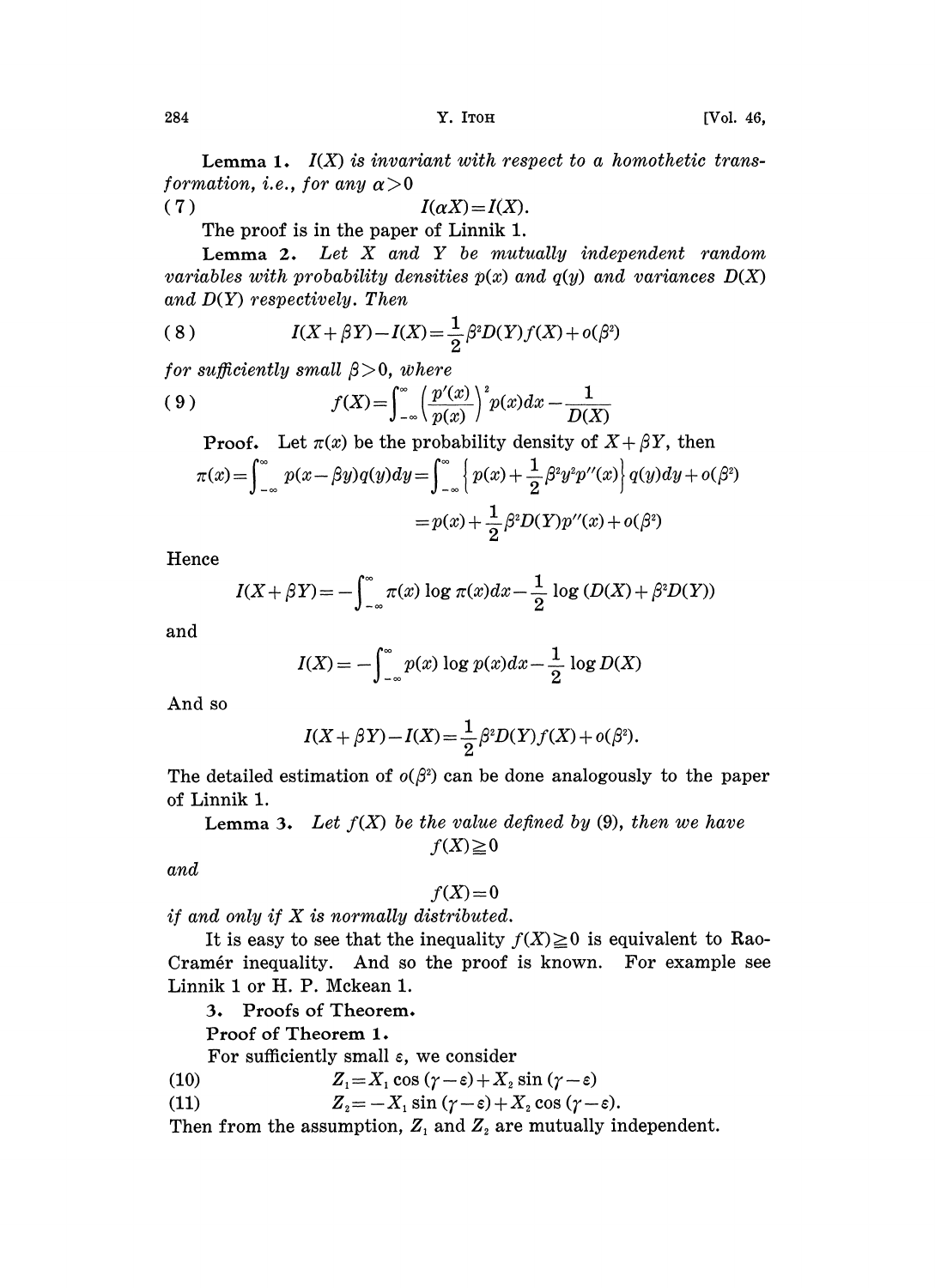**Lemma 1.** *$I(X)$ is invariant with respect to a homothetic transformation, i.e., for any $\alpha > 0$*

$$I(\alpha X) = I(X). \tag{7}$$

The proof is in the paper of Linnik 1.

**Lemma 2.** *Let $X$ and $Y$ be mutually independent random variables with probability densities $p(x)$ and $q(y)$ and variances $D(X)$ and $D(Y)$ respectively. Then*

$$I(X+\beta Y) - I(X) = \frac{1}{2}\beta^2 D(Y) f(X) + o(\beta^2) \tag{8}$$

*for sufficiently small $\beta > 0$, where*

$$f(X) = \int_{-\infty}^{\infty} \left(\frac{p'(x)}{p(x)}\right)^2 p(x)dx - \frac{1}{D(X)} \tag{9}$$

**Proof.** Let $\pi(x)$ be the probability density of $X+\beta Y$, then

$$\pi(x) = \int_{-\infty}^{\infty} p(x-\beta y)q(y)dy = \int_{-\infty}^{\infty} \left\{ p(x) + \frac{1}{2}\beta^2 y^2 p''(x) \right\} q(y)dy + o(\beta^2)$$

$$= p(x) + \frac{1}{2}\beta^2 D(Y)p''(x) + o(\beta^2)$$

Hence

$$I(X+\beta Y) = -\int_{-\infty}^{\infty} \pi(x)\log \pi(x)dx - \frac{1}{2}\log(D(X) + \beta^2 D(Y))$$

and

$$I(X) = -\int_{-\infty}^{\infty} p(x)\log p(x)dx - \frac{1}{2}\log D(X)$$

And so

$$I(X+\beta Y) - I(X) = \frac{1}{2}\beta^2 D(Y) f(X) + o(\beta^2).$$

The detailed estimation of $o(\beta^2)$ can be done analogously to the paper of Linnik 1.

**Lemma 3.** *Let $f(X)$ be the value defined by (9), then we have*

$$f(X) \geqq 0$$

*and*

$$f(X) = 0$$

*if and only if $X$ is normally distributed.*

It is easy to see that the inequality $f(X) \geqq 0$ is equivalent to Rao-Cramér inequality. And so the proof is known. For example see Linnik 1 or H. P. Mckean 1.

## 3. Proofs of Theorem.

**Proof of Theorem 1.**

For sufficiently small $\varepsilon$, we consider

$$Z_1 = X_1 \cos(\gamma - \varepsilon) + X_2 \sin(\gamma - \varepsilon) \tag{10}$$

$$Z_2 = -X_1 \sin(\gamma - \varepsilon) + X_2 \cos(\gamma - \varepsilon). \tag{11}$$

Then from the assumption, $Z_1$ and $Z_2$ are mutually independent.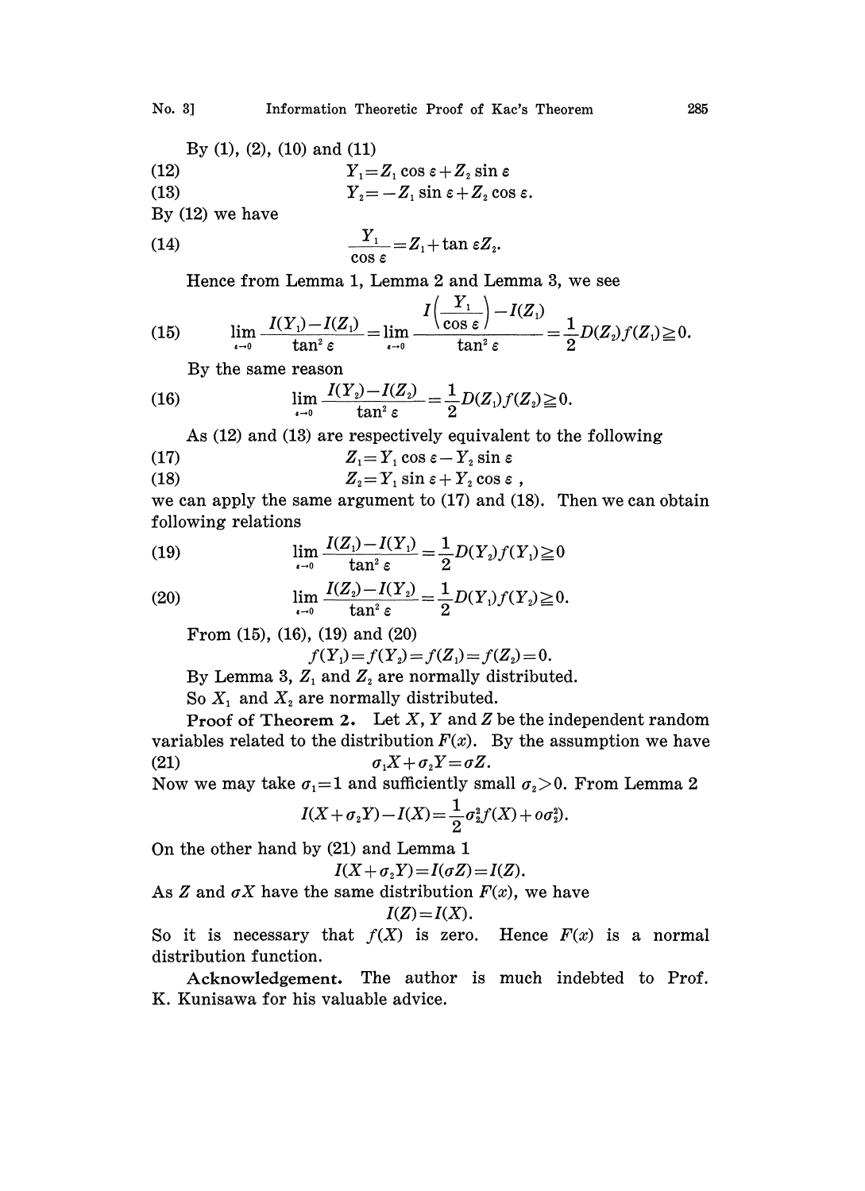By (1), (2), (10) and (11)

$$Y_1 = Z_1 \cos \varepsilon + Z_2 \sin \varepsilon \tag{12}$$

$$Y_2 = -Z_1 \sin \varepsilon + Z_2 \cos \varepsilon. \tag{13}$$

By (12) we have

$$\frac{Y_1}{\cos \varepsilon} = Z_1 + \tan \varepsilon Z_2. \tag{14}$$

Hence from Lemma 1, Lemma 2 and Lemma 3, we see

$$\lim_{\varepsilon \to 0} \frac{I(Y_1) - I(Z_1)}{\tan^2 \varepsilon} = \lim_{\varepsilon \to 0} \frac{I\left(\frac{Y_1}{\cos \varepsilon}\right) - I(Z_1)}{\tan^2 \varepsilon} = \frac{1}{2} D(Z_2) f(Z_1) \geqq 0. \tag{15}$$

By the same reason

$$\lim_{\varepsilon \to 0} \frac{I(Y_2) - I(Z_2)}{\tan^2 \varepsilon} = \frac{1}{2} D(Z_1) f(Z_2) \geqq 0. \tag{16}$$

As (12) and (13) are respectively equivalent to the following

$$Z_1 = Y_1 \cos \varepsilon - Y_2 \sin \varepsilon \tag{17}$$

$$Z_2 = Y_1 \sin \varepsilon + Y_2 \cos \varepsilon\ , \tag{18}$$

we can apply the same argument to (17) and (18). Then we can obtain following relations

$$\lim_{\varepsilon \to 0} \frac{I(Z_1) - I(Y_1)}{\tan^2 \varepsilon} = \frac{1}{2} D(Y_2) f(Y_1) \geqq 0 \tag{19}$$

$$\lim_{\varepsilon \to 0} \frac{I(Z_2) - I(Y_2)}{\tan^2 \varepsilon} = \frac{1}{2} D(Y_1) f(Y_2) \geqq 0. \tag{20}$$

From (15), (16), (19) and (20)

$$f(Y_1) = f(Y_2) = f(Z_1) = f(Z_2) = 0.$$

By Lemma 3, $Z_1$ and $Z_2$ are normally distributed.

So $X_1$ and $X_2$ are normally distributed.

**Proof of Theorem 2.** Let $X$, $Y$ and $Z$ be the independent random variables related to the distribution $F(x)$. By the assumption we have

$$\sigma_1 X + \sigma_2 Y = \sigma Z. \tag{21}$$

Now we may take $\sigma_1 = 1$ and sufficiently small $\sigma_2 > 0$. From Lemma 2

$$I(X + \sigma_2 Y) - I(X) = \frac{1}{2} \sigma_2^2 f(X) + o\sigma_2^2).$$

On the other hand by (21) and Lemma 1

$$I(X + \sigma_2 Y) = I(\sigma Z) = I(Z).$$

As $Z$ and $\sigma X$ have the same distribution $F(x)$, we have

$$I(Z) = I(X).$$

So it is necessary that $f(X)$ is zero. Hence $F(x)$ is a normal distribution function.

**Acknowledgement.** The author is much indebted to Prof. K. Kunisawa for his valuable advice.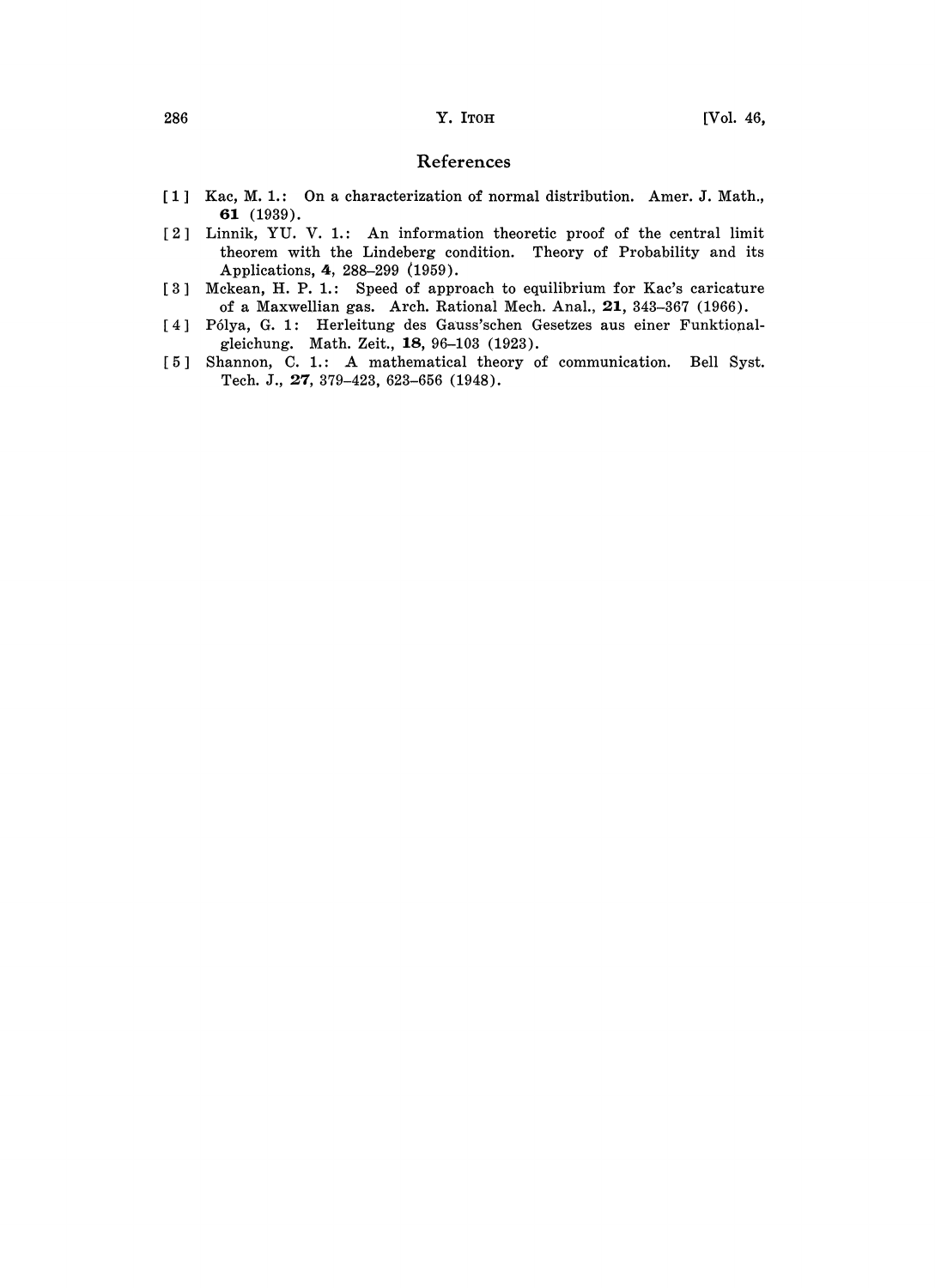## References

[1] Kac, M. 1.: On a characterization of normal distribution. Amer. J. Math., **61** (1939).

[2] Linnik, YU. V. 1.: An information theoretic proof of the central limit theorem with the Lindeberg condition. Theory of Probability and its Applications, **4**, 288–299 (1959).

[3] Mckean, H. P. 1.: Speed of approach to equilibrium for Kac's caricature of a Maxwellian gas. Arch. Rational Mech. Anal., **21**, 343–367 (1966).

[4] Pólya, G. 1: Herleitung des Gauss'schen Gesetzes aus einer Funktionalgleichung. Math. Zeit., **18**, 96–103 (1923).

[5] Shannon, C. 1.: A mathematical theory of communication. Bell Syst. Tech. J., **27**, 379–423, 623–656 (1948).